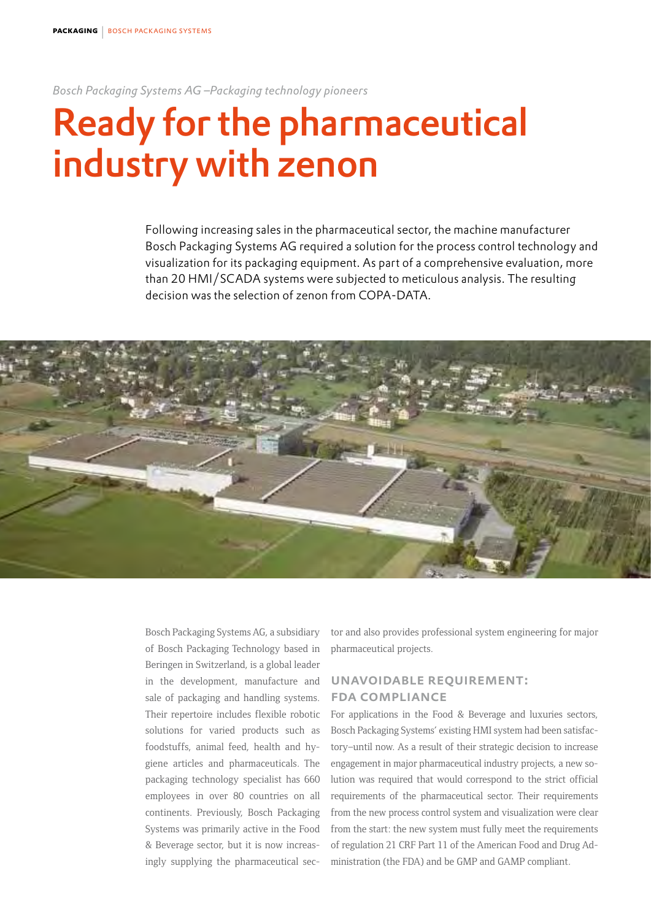*Bosch Packaging Systems AG –Packaging technology pioneers*

# Ready for the pharmaceutical industry with zenon

Following increasing sales in the pharmaceutical sector, the machine manufacturer Bosch Packaging Systems AG required a solution for the process control technology and visualization for its packaging equipment. As part of a comprehensive evaluation, more than 20 HMI/SCADA systems were subjected to meticulous analysis. The resulting decision was the selection of zenon from COPA-DATA.

Bosch Packaging Systems AG, a subsidiary of Bosch Packaging Technology based in Beringen in Switzerland, is a global leader in the development, manufacture and sale of packaging and handling systems. Their repertoire includes flexible robotic solutions for varied products such as foodstuffs, animal feed, health and hygiene articles and pharmaceuticals. The packaging technology specialist has 660 employees in over 80 countries on all continents. Previously, Bosch Packaging Systems was primarily active in the Food & Beverage sector, but it is now increasingly supplying the pharmaceutical sector and also provides professional system engineering for major pharmaceutical projects.

## UNAVOIDABLE REQUIREMENT: FDA COMPLIANCE

For applications in the Food & Beverage and luxuries sectors, Bosch Packaging Systems' existing HMI system had been satisfactory–until now. As a result of their strategic decision to increase engagement in major pharmaceutical industry projects, a new solution was required that would correspond to the strict official requirements of the pharmaceutical sector. Their requirements from the new process control system and visualization were clear from the start: the new system must fully meet the requirements of regulation 21 CRF Part 11 of the American Food and Drug Administration (the FDA) and be GMP and GAMP compliant.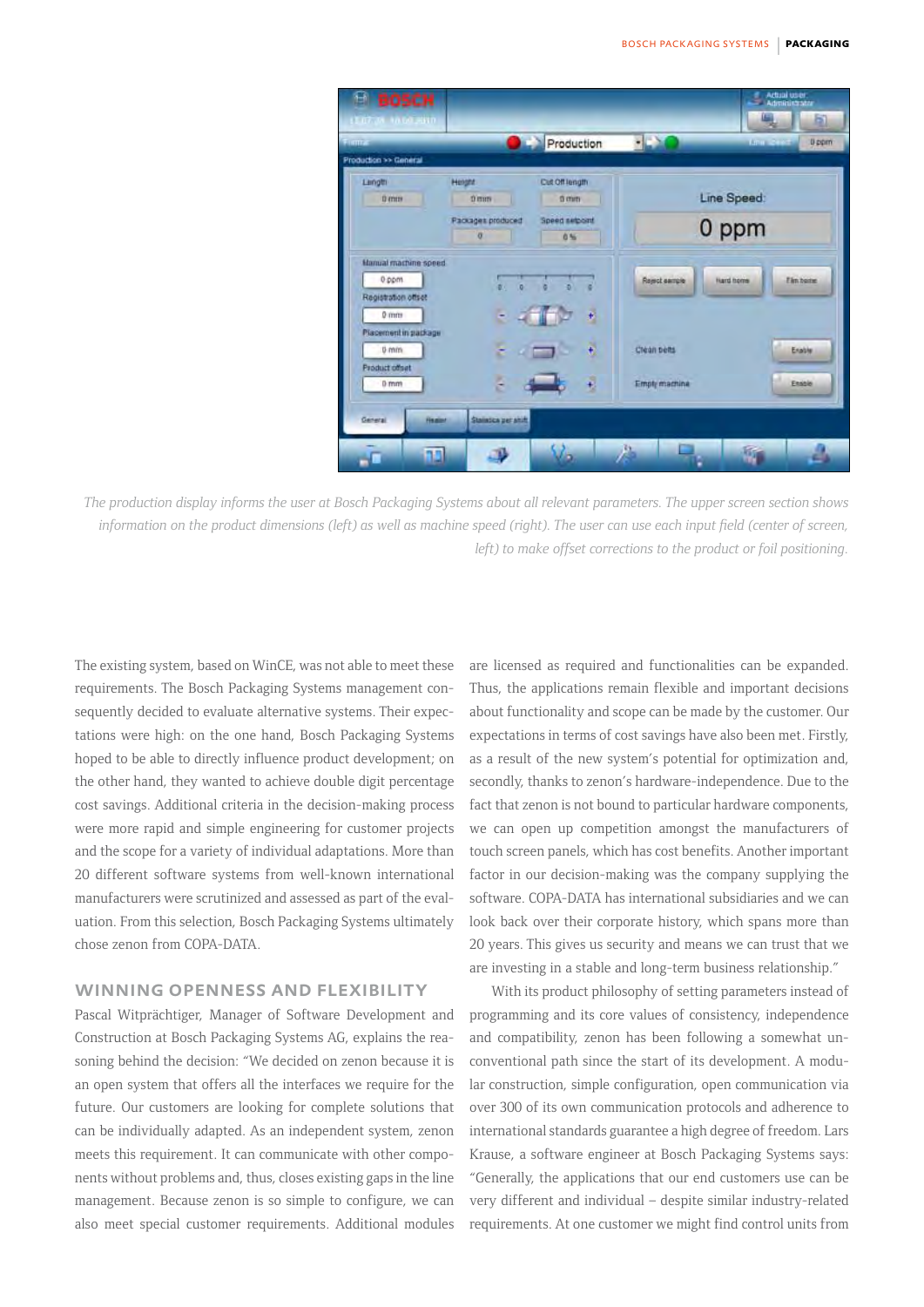*The production display informs the user at Bosch Packaging Systems about all relevant parameters. The upper screen section shows information on the product dimensions (left) as well as machine speed (right). The user can use each input field (center of screen, left) to make offset corrections to the product or foil positioning.*

The existing system, based on WinCE, was not able to meet these requirements. The Bosch Packaging Systems management consequently decided to evaluate alternative systems. Their expectations were high: on the one hand, Bosch Packaging Systems hoped to be able to directly influence product development; on the other hand, they wanted to achieve double digit percentage cost savings. Additional criteria in the decision-making process were more rapid and simple engineering for customer projects and the scope for a variety of individual adaptations. More than 20 different software systems from well-known international manufacturers were scrutinized and assessed as part of the evaluation. From this selection, Bosch Packaging Systems ultimately chose zenon from COPA-DATA.

## WINNING OPENNESS AND FLEXIBILITY

Pascal Witprächtiger, Manager of Software Development and Construction at Bosch Packaging Systems AG, explains the reasoning behind the decision: "We decided on zenon because it is an open system that offers all the interfaces we require for the future. Our customers are looking for complete solutions that can be individually adapted. As an independent system, zenon meets this requirement. It can communicate with other components without problems and, thus, closes existing gaps in the line management. Because zenon is so simple to configure, we can also meet special customer requirements. Additional modules are licensed as required and functionalities can be expanded. Thus, the applications remain flexible and important decisions about functionality and scope can be made by the customer. Our expectations in terms of cost savings have also been met. Firstly, as a result of the new system's potential for optimization and, secondly, thanks to zenon's hardware-independence. Due to the fact that zenon is not bound to particular hardware components, we can open up competition amongst the manufacturers of touch screen panels, which has cost benefits. Another important factor in our decision-making was the company supplying the software. COPA-DATA has international subsidiaries and we can look back over their corporate history, which spans more than 20 years. This gives us security and means we can trust that we are investing in a stable and long-term business relationship."

With its product philosophy of setting parameters instead of programming and its core values of consistency, independence and compatibility, zenon has been following a somewhat unconventional path since the start of its development. A modular construction, simple configuration, open communication via over 300 of its own communication protocols and adherence to international standards guarantee a high degree of freedom. Lars Krause, a software engineer at Bosch Packaging Systems says: "Generally, the applications that our end customers use can be very different and individual – despite similar industry-related requirements. At one customer we might find control units from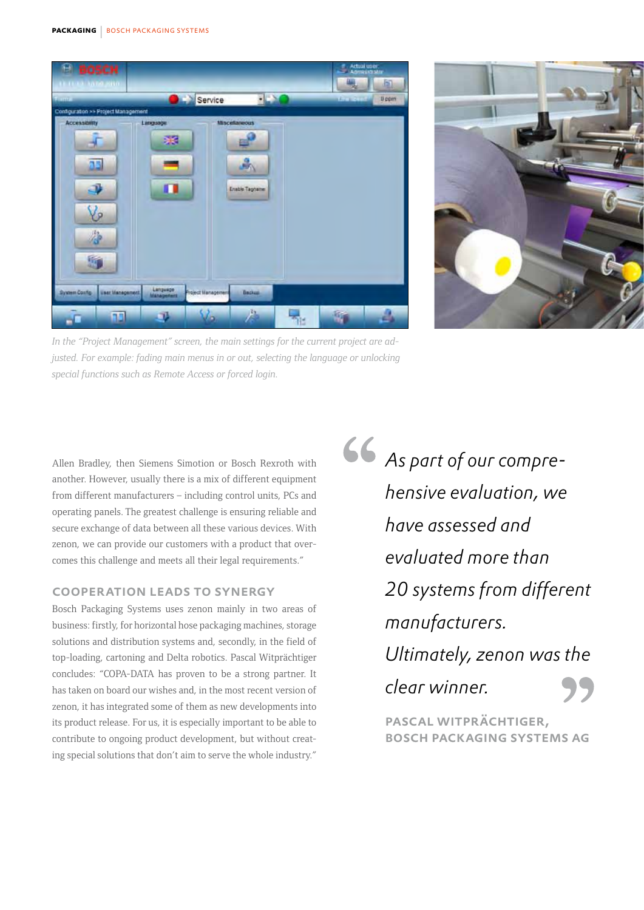*In the "Project Management" screen, the main settings for the current project are adjusted. For example: fading main menus in or out, selecting the language or unlocking special functions such as Remote Access or forced login.*

Allen Bradley, then Siemens Simotion or Bosch Rexroth with another. However, usually there is a mix of different equipment from different manufacturers – including control units, PCs and operating panels. The greatest challenge is ensuring reliable and secure exchange of data between all these various devices. With zenon, we can provide our customers with a product that overcomes this challenge and meets all their legal requirements."

## COOPERATION LEADS TO SYNERGY

Bosch Packaging Systems uses zenon mainly in two areas of business: firstly, for horizontal hose packaging machines, storage solutions and distribution systems and, secondly, in the field of top-loading, cartoning and Delta robotics. Pascal Witprächtiger concludes: "COPA-DATA has proven to be a strong partner. It has taken on board our wishes and, in the most recent version of zenon, it has integrated some of them as new developments into its product release. For us, it is especially important to be able to contribute to ongoing product development, but without creating special solutions that don't aim to serve the whole industry."

> *"As part of our comprehensive evaluation, we have assessed and evaluated more than 20 systems from different manufacturers. Ultimately, zenon was the clear winner."*
>
> **PASCAL WITPRÄCHTIGER, BOSCH PACKAGING SYSTEMS AG**